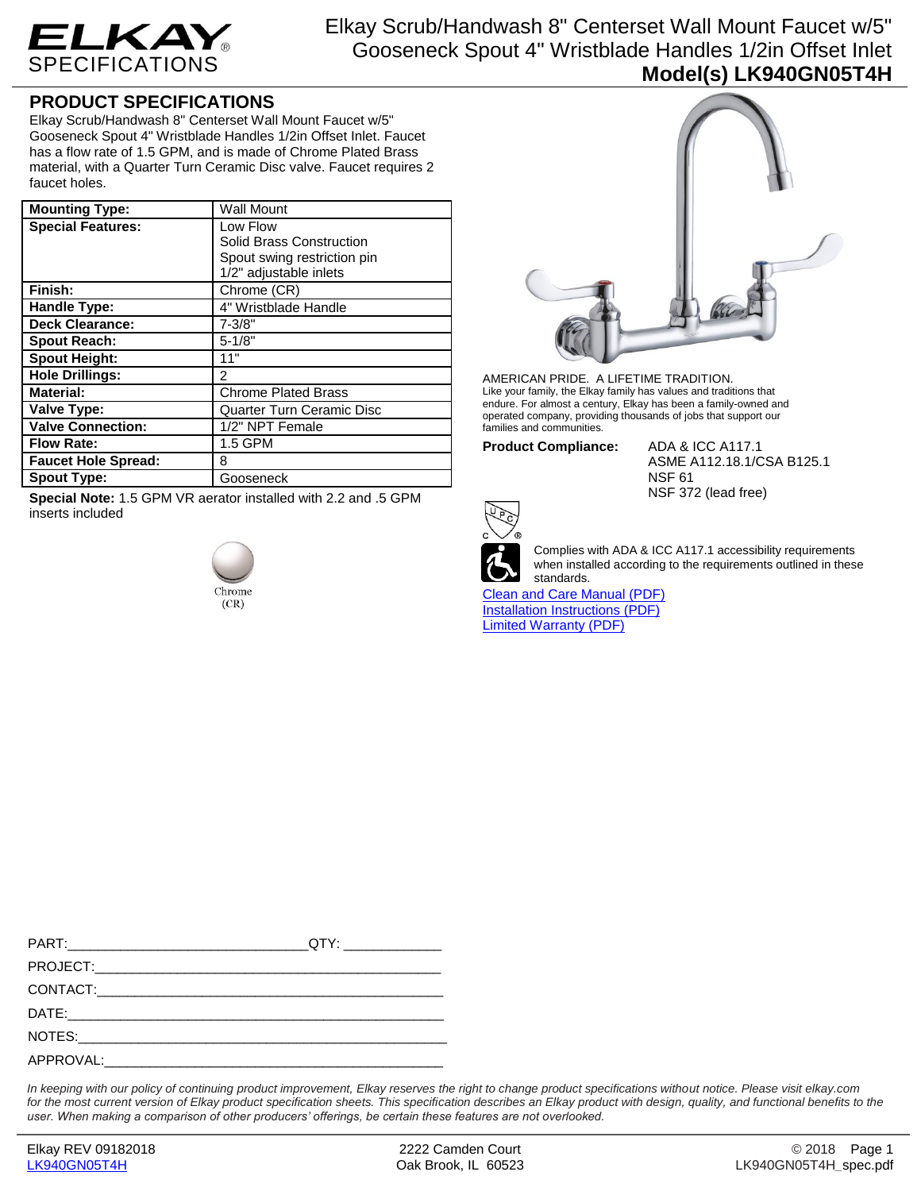# ELKAY SPECIFICATIONS

Elkay Scrub/Handwash 8" Centerset Wall Mount Faucet w/5" Gooseneck Spout 4" Wristblade Handles 1/2in Offset Inlet

**Model(s) LK940GN05T4H**

## PRODUCT SPECIFICATIONS

Elkay Scrub/Handwash 8" Centerset Wall Mount Faucet w/5" Gooseneck Spout 4" Wristblade Handles 1/2in Offset Inlet. Faucet has a flow rate of 1.5 GPM, and is made of Chrome Plated Brass material, with a Quarter Turn Ceramic Disc valve. Faucet requires 2 faucet holes.

| | |
|---|---|
| **Mounting Type:** | Wall Mount |
| **Special Features:** | Low Flow<br>Solid Brass Construction<br>Spout swing restriction pin<br>1/2" adjustable inlets |
| **Finish:** | Chrome (CR) |
| **Handle Type:** | 4" Wristblade Handle |
| **Deck Clearance:** | 7-3/8" |
| **Spout Reach:** | 5-1/8" |
| **Spout Height:** | 11" |
| **Hole Drillings:** | 2 |
| **Material:** | Chrome Plated Brass |
| **Valve Type:** | Quarter Turn Ceramic Disc |
| **Valve Connection:** | 1/2" NPT Female |
| **Flow Rate:** | 1.5 GPM |
| **Faucet Hole Spread:** | 8 |
| **Spout Type:** | Gooseneck |

**Special Note:** 1.5 GPM VR aerator installed with 2.2 and .5 GPM inserts included

Chrome (CR)

AMERICAN PRIDE. A LIFETIME TRADITION.
Like your family, the Elkay family has values and traditions that endure. For almost a century, Elkay has been a family-owned and operated company, providing thousands of jobs that support our families and communities.

**Product Compliance:**
ADA & ICC A117.1
ASME A112.18.1/CSA B125.1
NSF 61
NSF 372 (lead free)

Complies with ADA & ICC A117.1 accessibility requirements when installed according to the requirements outlined in these standards.

[Clean and Care Manual (PDF)]
[Installation Instructions (PDF)]
[Limited Warranty (PDF)]

PART:_______________________________QTY: ____________

PROJECT:______________________________________________

CONTACT:______________________________________________

DATE:_________________________________________________

NOTES:________________________________________________

APPROVAL:_____________________________________________

*In keeping with our policy of continuing product improvement, Elkay reserves the right to change product specifications without notice. Please visit elkay.com for the most current version of Elkay product specification sheets. This specification describes an Elkay product with design, quality, and functional benefits to the user. When making a comparison of other producers' offerings, be certain these features are not overlooked.*

Elkay REV 09182018
LK940GN05T4H

2222 Camden Court
Oak Brook, IL 60523

© 2018
LK940GN05T4H_spec.pdf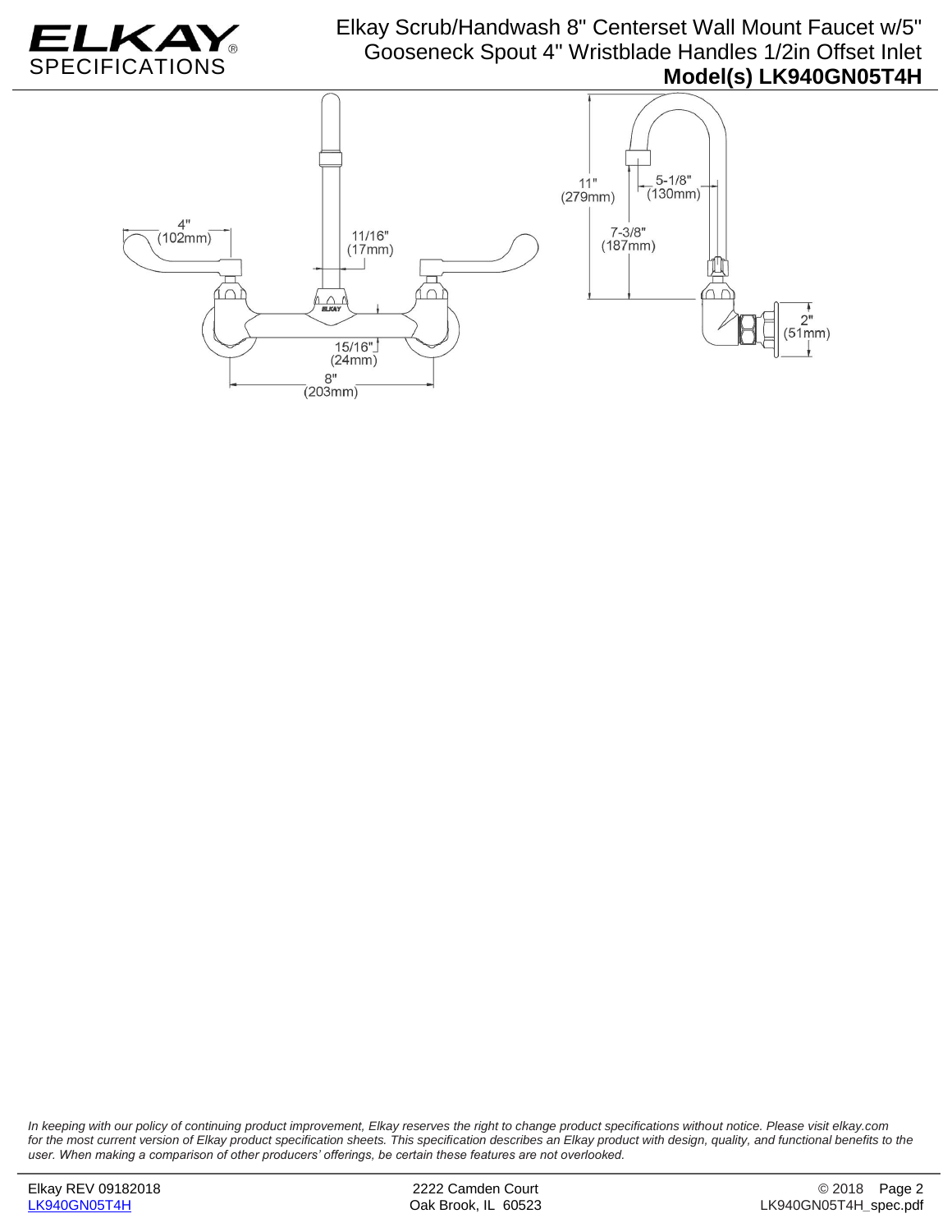# Elkay Scrub/Handwash 8" Centerset Wall Mount Faucet w/5" Gooseneck Spout 4" Wristblade Handles 1/2in Offset Inlet

**Model(s) LK940GN05T4H**

4" (102mm)

11/16" (17mm)

15/16" (24mm)

8" (203mm)

11" (279mm)

5-1/8" (130mm)

7-3/8" (187mm)

2" (51mm)

*In keeping with our policy of continuing product improvement, Elkay reserves the right to change product specifications without notice. Please visit elkay.com for the most current version of Elkay product specification sheets. This specification describes an Elkay product with design, quality, and functional benefits to the user. When making a comparison of other producers' offerings, be certain these features are not overlooked.*

Elkay REV 09182018
LK940GN05T4H

2222 Camden Court
Oak Brook, IL 60523

© 2018
LK940GN05T4H_spec.pdf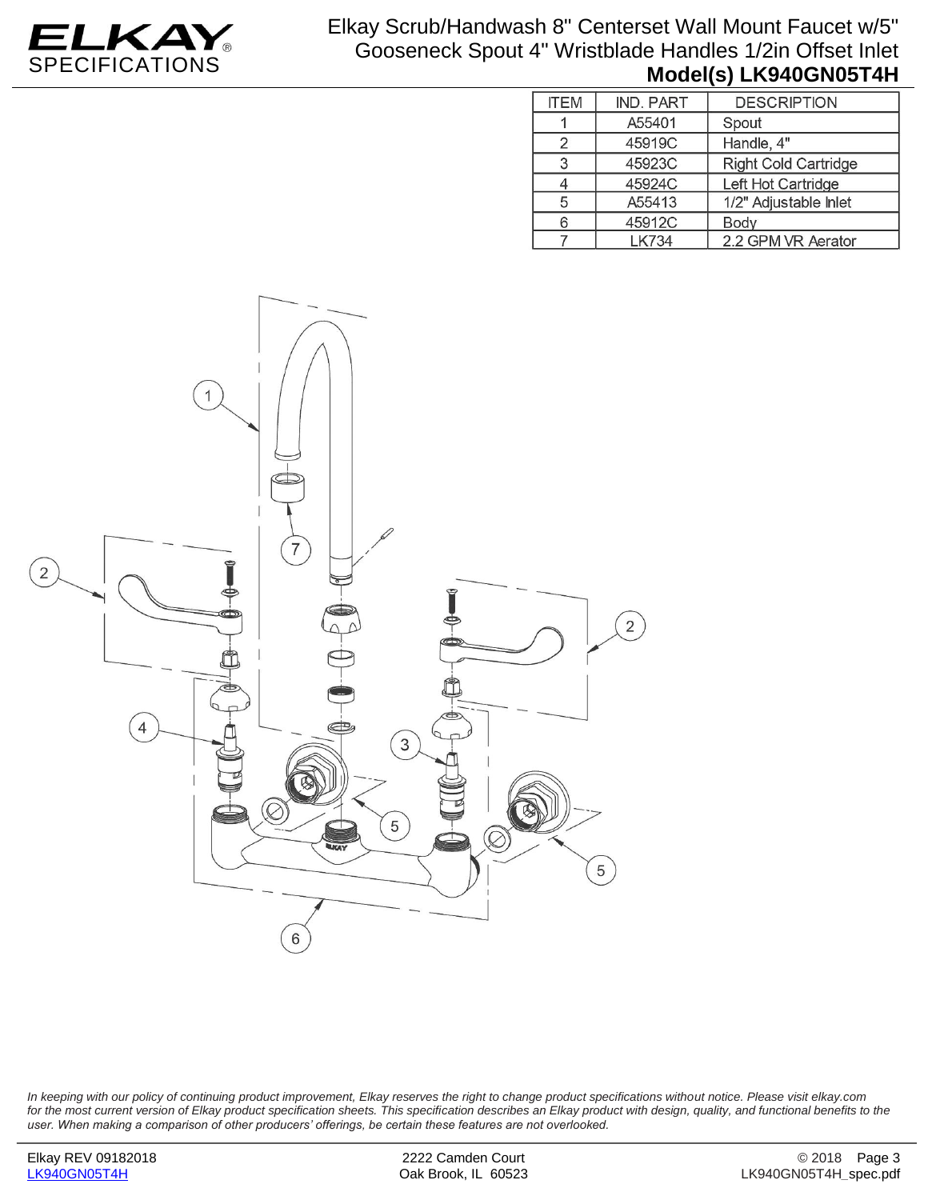# ELKAY SPECIFICATIONS

Elkay Scrub/Handwash 8" Centerset Wall Mount Faucet w/5" Gooseneck Spout 4" Wristblade Handles 1/2in Offset Inlet

**Model(s) LK940GN05T4H**

| ITEM | IND. PART | DESCRIPTION |
|---|---|---|
| 1 | A55401 | Spout |
| 2 | 45919C | Handle, 4" |
| 3 | 45923C | Right Cold Cartridge |
| 4 | 45924C | Left Hot Cartridge |
| 5 | A55413 | 1/2" Adjustable Inlet |
| 6 | 45912C | Body |
| 7 | LK734 | 2.2 GPM VR Aerator |

*In keeping with our policy of continuing product improvement, Elkay reserves the right to change product specifications without notice. Please visit elkay.com for the most current version of Elkay product specification sheets. This specification describes an Elkay product with design, quality, and functional benefits to the user. When making a comparison of other producers' offerings, be certain these features are not overlooked.*

Elkay REV 09182018
LK940GN05T4H

2222 Camden Court
Oak Brook, IL 60523

© 2018
LK940GN05T4H_spec.pdf